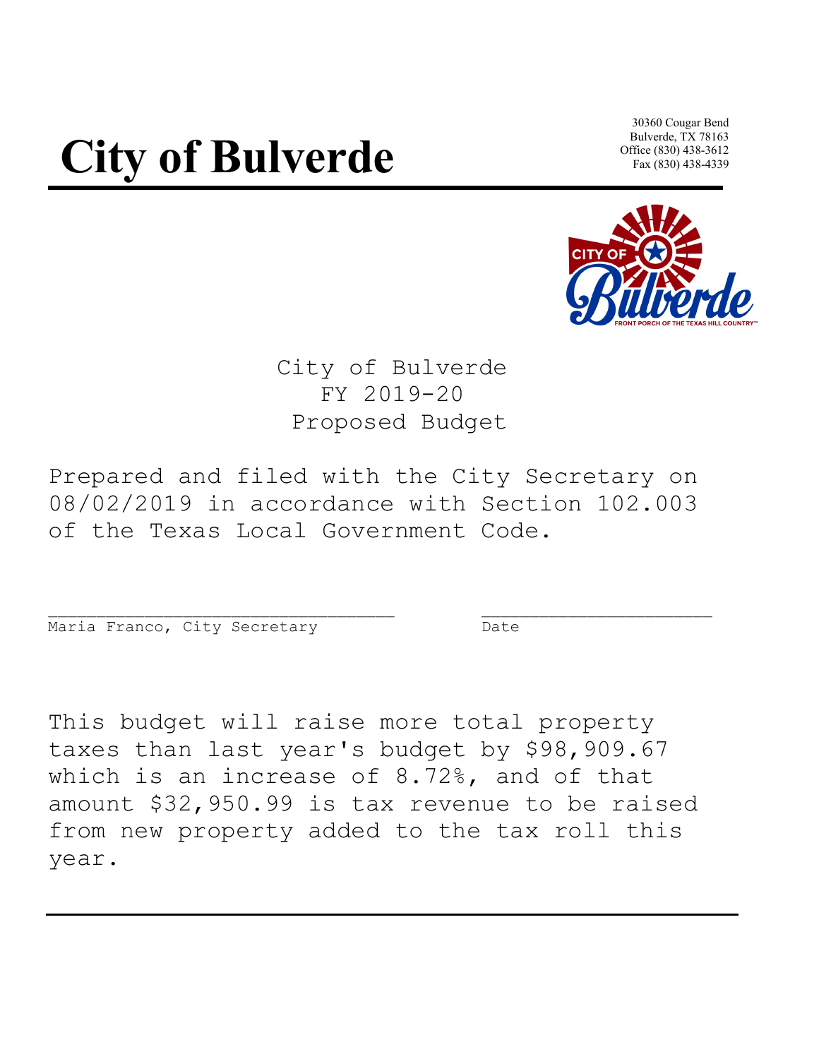# City of Bulverde

30360 Cougar Bend
Bulverde, TX 78163
Office (830) 438-3612
Fax (830) 438-4339

City of Bulverde
FY 2019-20
Proposed Budget

Prepared and filed with the City Secretary on 08/02/2019 in accordance with Section 102.003 of the Texas Local Government Code.

______________________________ ______________________
Maria Franco, City Secretary Date

This budget will raise more total property taxes than last year's budget by $98,909.67 which is an increase of 8.72%, and of that amount $32,950.99 is tax revenue to be raised from new property added to the tax roll this year.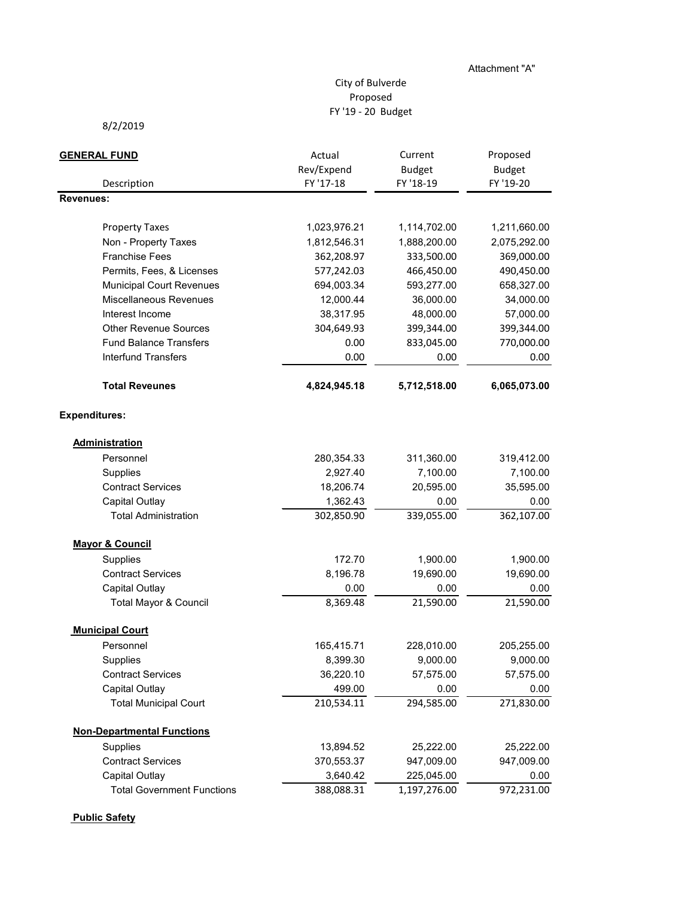Attachment "A"

City of Bulverde
Proposed
FY '19 - 20 Budget

8/2/2019

| GENERAL FUND<br>Description | Actual Rev/Expend FY '17-18 | Current Budget FY '18-19 | Proposed Budget FY '19-20 |
|---|---|---|---|
| **Revenues:** | | | |
| Property Taxes | 1,023,976.21 | 1,114,702.00 | 1,211,660.00 |
| Non - Property Taxes | 1,812,546.31 | 1,888,200.00 | 2,075,292.00 |
| Franchise Fees | 362,208.97 | 333,500.00 | 369,000.00 |
| Permits, Fees, & Licenses | 577,242.03 | 466,450.00 | 490,450.00 |
| Municipal Court Revenues | 694,003.34 | 593,277.00 | 658,327.00 |
| Miscellaneous Revenues | 12,000.44 | 36,000.00 | 34,000.00 |
| Interest Income | 38,317.95 | 48,000.00 | 57,000.00 |
| Other Revenue Sources | 304,649.93 | 399,344.00 | 399,344.00 |
| Fund Balance Transfers | 0.00 | 833,045.00 | 770,000.00 |
| Interfund Transfers | 0.00 | 0.00 | 0.00 |
| **Total Reveunes** | **4,824,945.18** | **5,712,518.00** | **6,065,073.00** |
| **Expenditures:** | | | |
| **Administration** | | | |
| Personnel | 280,354.33 | 311,360.00 | 319,412.00 |
| Supplies | 2,927.40 | 7,100.00 | 7,100.00 |
| Contract Services | 18,206.74 | 20,595.00 | 35,595.00 |
| Capital Outlay | 1,362.43 | 0.00 | 0.00 |
| Total Administration | 302,850.90 | 339,055.00 | 362,107.00 |
| **Mayor & Council** | | | |
| Supplies | 172.70 | 1,900.00 | 1,900.00 |
| Contract Services | 8,196.78 | 19,690.00 | 19,690.00 |
| Capital Outlay | 0.00 | 0.00 | 0.00 |
| Total Mayor & Council | 8,369.48 | 21,590.00 | 21,590.00 |
| **Municipal Court** | | | |
| Personnel | 165,415.71 | 228,010.00 | 205,255.00 |
| Supplies | 8,399.30 | 9,000.00 | 9,000.00 |
| Contract Services | 36,220.10 | 57,575.00 | 57,575.00 |
| Capital Outlay | 499.00 | 0.00 | 0.00 |
| Total Municipal Court | 210,534.11 | 294,585.00 | 271,830.00 |
| **Non-Departmental Functions** | | | |
| Supplies | 13,894.52 | 25,222.00 | 25,222.00 |
| Contract Services | 370,553.37 | 947,009.00 | 947,009.00 |
| Capital Outlay | 3,640.42 | 225,045.00 | 0.00 |
| Total Government Functions | 388,088.31 | 1,197,276.00 | 972,231.00 |
| **Public Safety** | | | |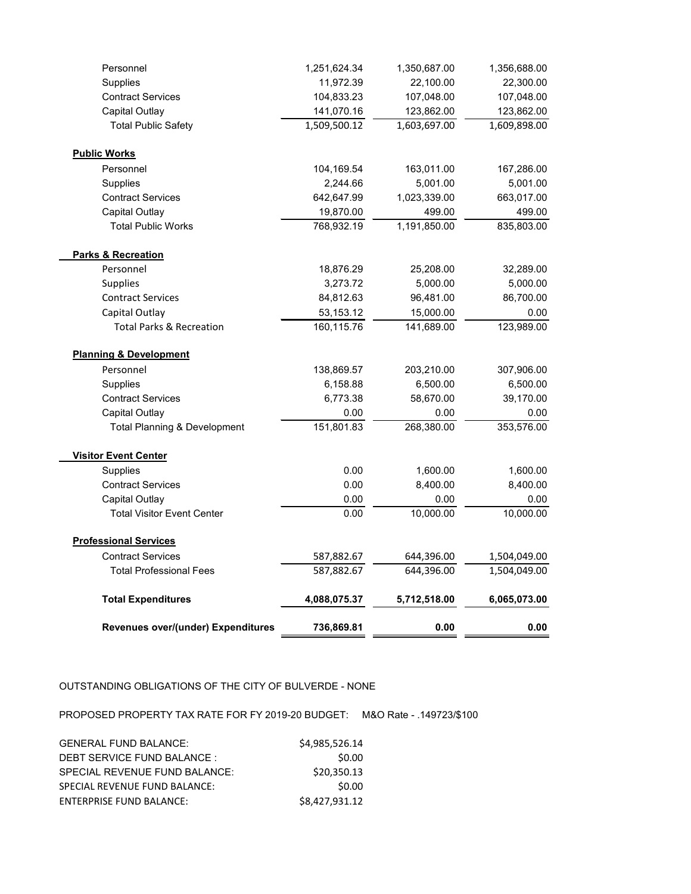| | | | |
|---|---|---|---|
| Personnel | 1,251,624.34 | 1,350,687.00 | 1,356,688.00 |
| Supplies | 11,972.39 | 22,100.00 | 22,300.00 |
| Contract Services | 104,833.23 | 107,048.00 | 107,048.00 |
| Capital Outlay | 141,070.16 | 123,862.00 | 123,862.00 |
| Total Public Safety | 1,509,500.12 | 1,603,697.00 | 1,609,898.00 |
| **Public Works** | | | |
| Personnel | 104,169.54 | 163,011.00 | 167,286.00 |
| Supplies | 2,244.66 | 5,001.00 | 5,001.00 |
| Contract Services | 642,647.99 | 1,023,339.00 | 663,017.00 |
| Capital Outlay | 19,870.00 | 499.00 | 499.00 |
| Total Public Works | 768,932.19 | 1,191,850.00 | 835,803.00 |
| **Parks & Recreation** | | | |
| Personnel | 18,876.29 | 25,208.00 | 32,289.00 |
| Supplies | 3,273.72 | 5,000.00 | 5,000.00 |
| Contract Services | 84,812.63 | 96,481.00 | 86,700.00 |
| Capital Outlay | 53,153.12 | 15,000.00 | 0.00 |
| Total Parks & Recreation | 160,115.76 | 141,689.00 | 123,989.00 |
| **Planning & Development** | | | |
| Personnel | 138,869.57 | 203,210.00 | 307,906.00 |
| Supplies | 6,158.88 | 6,500.00 | 6,500.00 |
| Contract Services | 6,773.38 | 58,670.00 | 39,170.00 |
| Capital Outlay | 0.00 | 0.00 | 0.00 |
| Total Planning & Development | 151,801.83 | 268,380.00 | 353,576.00 |
| **Visitor Event Center** | | | |
| Supplies | 0.00 | 1,600.00 | 1,600.00 |
| Contract Services | 0.00 | 8,400.00 | 8,400.00 |
| Capital Outlay | 0.00 | 0.00 | 0.00 |
| Total Visitor Event Center | 0.00 | 10,000.00 | 10,000.00 |
| **Professional Services** | | | |
| Contract Services | 587,882.67 | 644,396.00 | 1,504,049.00 |
| Total Professional Fees | 587,882.67 | 644,396.00 | 1,504,049.00 |
| **Total Expenditures** | **4,088,075.37** | **5,712,518.00** | **6,065,073.00** |
| **Revenues over/(under) Expenditures** | **736,869.81** | **0.00** | **0.00** |

OUTSTANDING OBLIGATIONS OF THE CITY OF BULVERDE - NONE

PROPOSED PROPERTY TAX RATE FOR FY 2019-20 BUDGET: M&O Rate - .149723/$100

| | |
|---|---|
| GENERAL FUND BALANCE: | $4,985,526.14 |
| DEBT SERVICE FUND BALANCE : | $0.00 |
| SPECIAL REVENUE FUND BALANCE: | $20,350.13 |
| SPECIAL REVENUE FUND BALANCE: | $0.00 |
| ENTERPRISE FUND BALANCE: | $8,427,931.12 |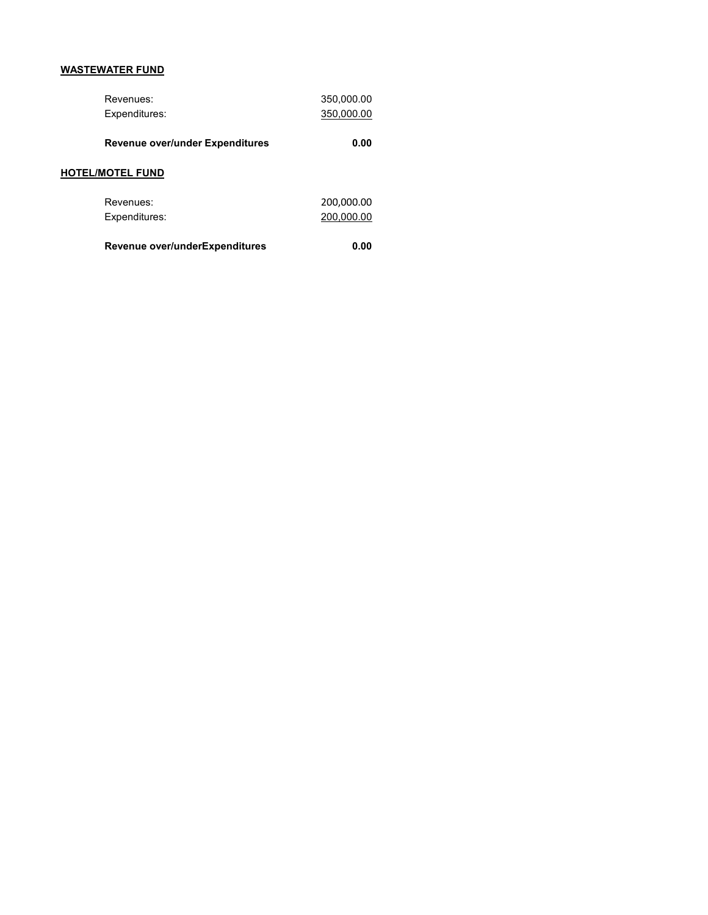**WASTEWATER FUND**

| | |
|---|---|
| Revenues: | 350,000.00 |
| Expenditures: | 350,000.00 |
| **Revenue over/under Expenditures** | **0.00** |

**HOTEL/MOTEL FUND**

| | |
|---|---|
| Revenues: | 200,000.00 |
| Expenditures: | 200,000.00 |
| **Revenue over/underExpenditures** | **0.00** |